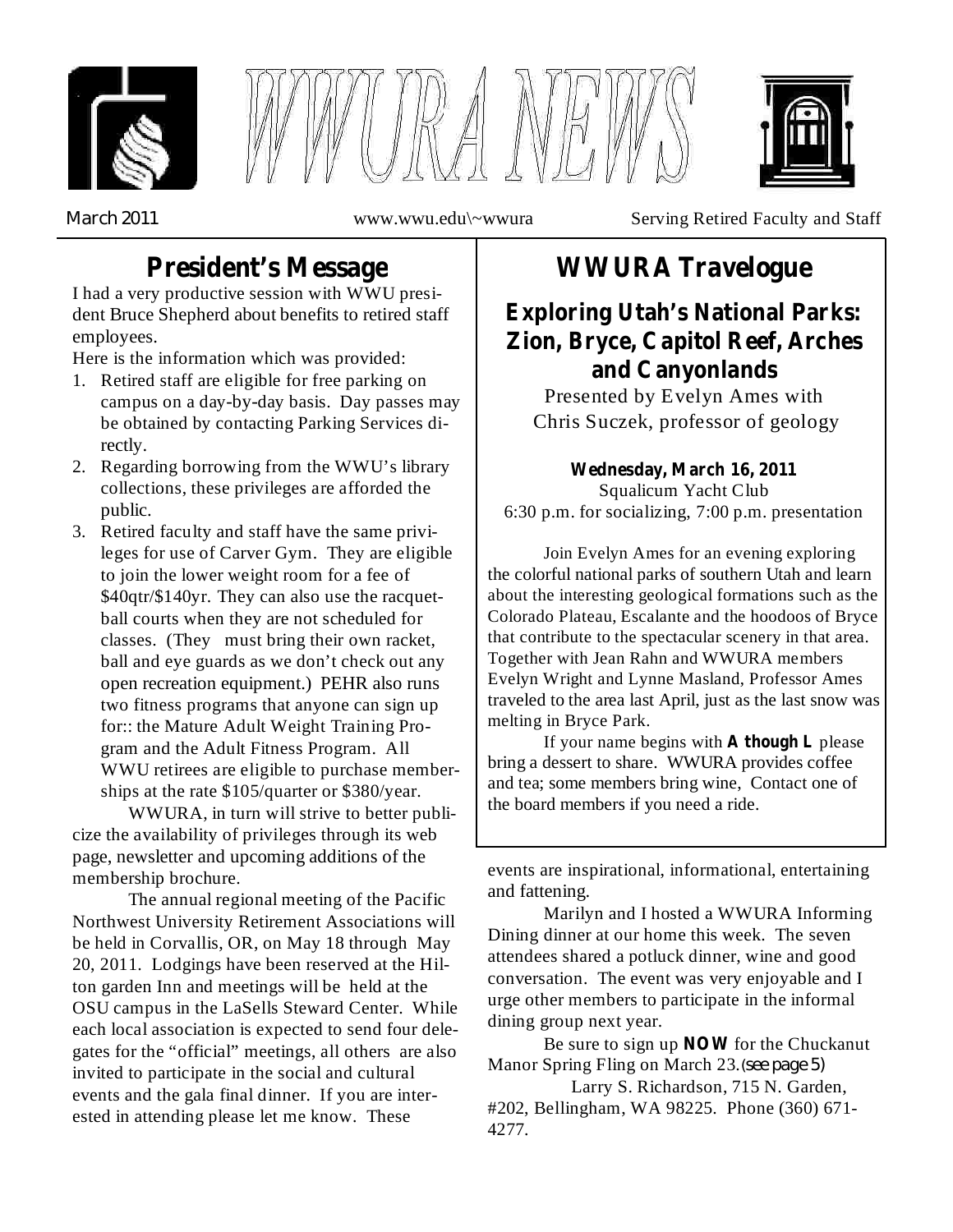# WWURA NEWS

March 2011 | www.wwu.edu\~wwura | Serving Retired Faculty and Staff

## President's Message

I had a very productive session with WWU president Bruce Shepherd about benefits to retired staff employees.

Here is the information which was provided:

1. Retired staff are eligible for free parking on campus on a day-by-day basis. Day passes may be obtained by contacting Parking Services directly.
2. Regarding borrowing from the WWU's library collections, these privileges are afforded the public.
3. Retired faculty and staff have the same privileges for use of Carver Gym. They are eligible to join the lower weight room for a fee of $40qtr/$140yr. They can also use the racquetball courts when they are not scheduled for classes. (They must bring their own racket, ball and eye guards as we don't check out any open recreation equipment.) PEHR also runs two fitness programs that anyone can sign up for:: the Mature Adult Weight Training Program and the Adult Fitness Program. All WWU retirees are eligible to purchase memberships at the rate $105/quarter or $380/year.

WWURA, in turn will strive to better publicize the availability of privileges through its web page, newsletter and upcoming additions of the membership brochure.

The annual regional meeting of the Pacific Northwest University Retirement Associations will be held in Corvallis, OR, on May 18 through May 20, 2011. Lodgings have been reserved at the Hilton garden Inn and meetings will be held at the OSU campus in the LaSells Steward Center. While each local association is expected to send four delegates for the "official" meetings, all others are also invited to participate in the social and cultural events and the gala final dinner. If you are interested in attending please let me know. These events are inspirational, informational, entertaining and fattening.

Marilyn and I hosted a WWURA Informing Dining dinner at our home this week. The seven attendees shared a potluck dinner, wine and good conversation. The event was very enjoyable and I urge other members to participate in the informal dining group next year.

Be sure to sign up **NOW** for the Chuckanut Manor Spring Fling on March 23.(see page 5)

Larry S. Richardson, 715 N. Garden, #202, Bellingham, WA 98225. Phone (360) 671-4277.

## WWURA Travelogue

### Exploring Utah's National Parks: Zion, Bryce, Capitol Reef, Arches and Canyonlands

Presented by Evelyn Ames with Chris Suczek, professor of geology

**Wednesday, March 16, 2011**
Squalicum Yacht Club
6:30 p.m. for socializing, 7:00 p.m. presentation

Join Evelyn Ames for an evening exploring the colorful national parks of southern Utah and learn about the interesting geological formations such as the Colorado Plateau, Escalante and the hoodoos of Bryce that contribute to the spectacular scenery in that area. Together with Jean Rahn and WWURA members Evelyn Wright and Lynne Masland, Professor Ames traveled to the area last April, just as the last snow was melting in Bryce Park.

If your name begins with **A though L** please bring a dessert to share. WWURA provides coffee and tea; some members bring wine, Contact one of the board members if you need a ride.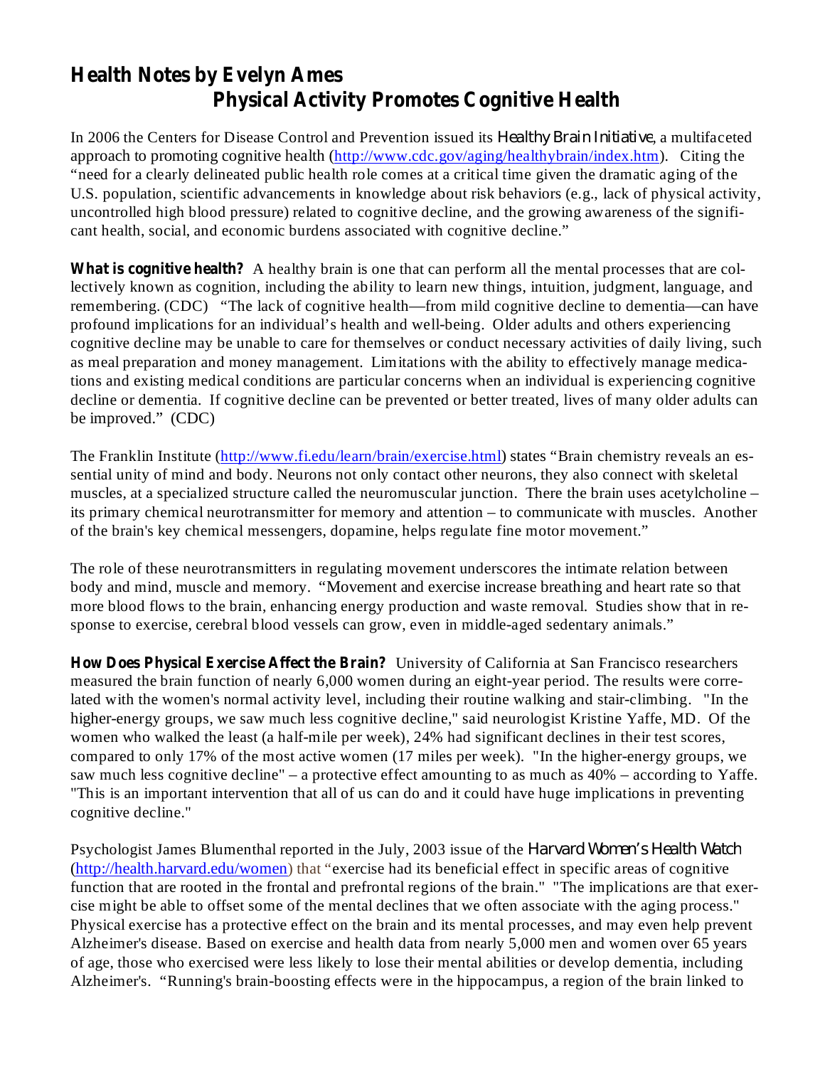# Health Notes by Evelyn Ames

## Physical Activity Promotes Cognitive Health

In 2006 the Centers for Disease Control and Prevention issued its *Healthy Brain Initiative*, a multifaceted approach to promoting cognitive health (http://www.cdc.gov/aging/healthybrain/index.htm). Citing the "need for a clearly delineated public health role comes at a critical time given the dramatic aging of the U.S. population, scientific advancements in knowledge about risk behaviors (e.g., lack of physical activity, uncontrolled high blood pressure) related to cognitive decline, and the growing awareness of the significant health, social, and economic burdens associated with cognitive decline."

**What is cognitive health?** A healthy brain is one that can perform all the mental processes that are collectively known as cognition, including the ability to learn new things, intuition, judgment, language, and remembering. (CDC) "The lack of cognitive health—from mild cognitive decline to dementia—can have profound implications for an individual's health and well-being. Older adults and others experiencing cognitive decline may be unable to care for themselves or conduct necessary activities of daily living, such as meal preparation and money management. Limitations with the ability to effectively manage medications and existing medical conditions are particular concerns when an individual is experiencing cognitive decline or dementia. If cognitive decline can be prevented or better treated, lives of many older adults can be improved." (CDC)

The Franklin Institute (http://www.fi.edu/learn/brain/exercise.html) states "Brain chemistry reveals an essential unity of mind and body. Neurons not only contact other neurons, they also connect with skeletal muscles, at a specialized structure called the neuromuscular junction. There the brain uses acetylcholine – its primary chemical neurotransmitter for memory and attention – to communicate with muscles. Another of the brain's key chemical messengers, dopamine, helps regulate fine motor movement."

The role of these neurotransmitters in regulating movement underscores the intimate relation between body and mind, muscle and memory. "Movement and exercise increase breathing and heart rate so that more blood flows to the brain, enhancing energy production and waste removal. Studies show that in response to exercise, cerebral blood vessels can grow, even in middle-aged sedentary animals."

**How Does Physical Exercise Affect the Brain?** University of California at San Francisco researchers measured the brain function of nearly 6,000 women during an eight-year period. The results were correlated with the women's normal activity level, including their routine walking and stair-climbing. "In the higher-energy groups, we saw much less cognitive decline," said neurologist Kristine Yaffe, MD. Of the women who walked the least (a half-mile per week), 24% had significant declines in their test scores, compared to only 17% of the most active women (17 miles per week). "In the higher-energy groups, we saw much less cognitive decline" – a protective effect amounting to as much as 40% – according to Yaffe. "This is an important intervention that all of us can do and it could have huge implications in preventing cognitive decline."

Psychologist James Blumenthal reported in the July, 2003 issue of the *Harvard Women's Health Watch* (http://health.harvard.edu/women) that "exercise had its beneficial effect in specific areas of cognitive function that are rooted in the frontal and prefrontal regions of the brain." "The implications are that exercise might be able to offset some of the mental declines that we often associate with the aging process." Physical exercise has a protective effect on the brain and its mental processes, and may even help prevent Alzheimer's disease. Based on exercise and health data from nearly 5,000 men and women over 65 years of age, those who exercised were less likely to lose their mental abilities or develop dementia, including Alzheimer's. "Running's brain-boosting effects were in the hippocampus, a region of the brain linked to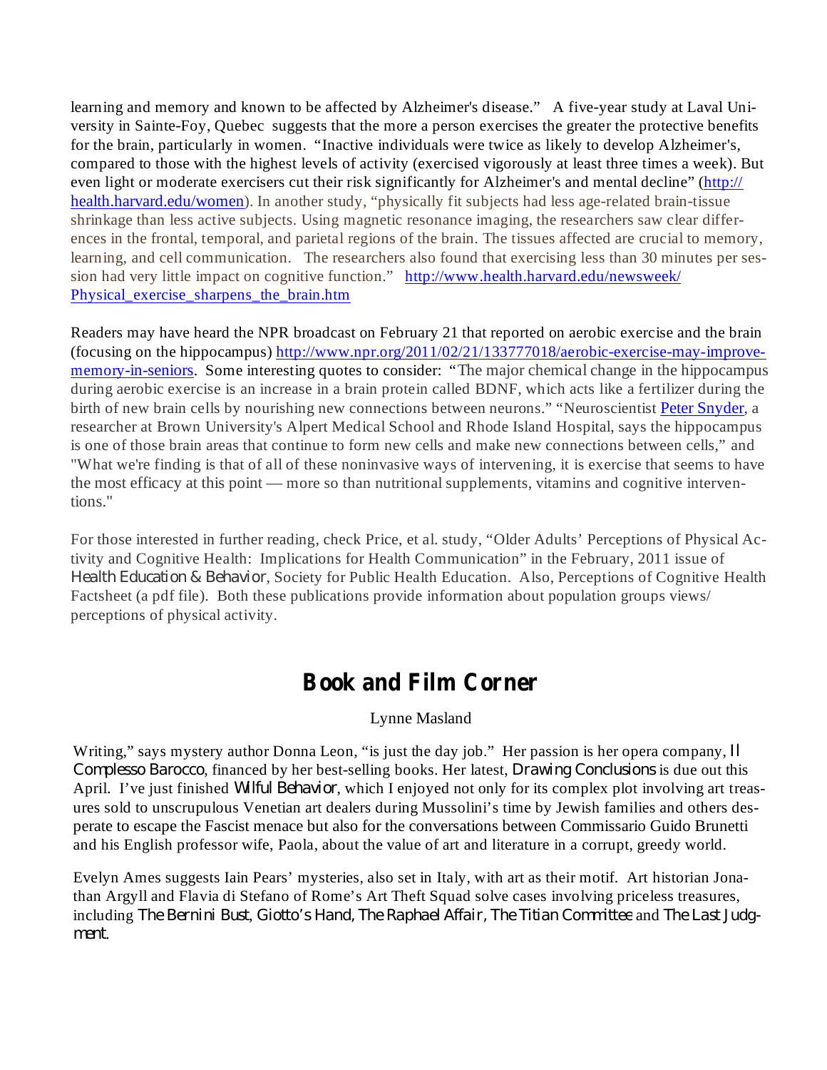learning and memory and known to be affected by Alzheimer's disease." A five-year study at Laval University in Sainte-Foy, Quebec suggests that the more a person exercises the greater the protective benefits for the brain, particularly in women. "Inactive individuals were twice as likely to develop Alzheimer's, compared to those with the highest levels of activity (exercised vigorously at least three times a week). But even light or moderate exercisers cut their risk significantly for Alzheimer's and mental decline" ([http://health.harvard.edu/women](http://health.harvard.edu/women)). In another study, "physically fit subjects had less age-related brain-tissue shrinkage than less active subjects. Using magnetic resonance imaging, the researchers saw clear differences in the frontal, temporal, and parietal regions of the brain. The tissues affected are crucial to memory, learning, and cell communication. The researchers also found that exercising less than 30 minutes per session had very little impact on cognitive function." [http://www.health.harvard.edu/newsweek/Physical_exercise_sharpens_the_brain.htm](http://www.health.harvard.edu/newsweek/Physical_exercise_sharpens_the_brain.htm)

Readers may have heard the NPR broadcast on February 21 that reported on aerobic exercise and the brain (focusing on the hippocampus) [http://www.npr.org/2011/02/21/133777018/aerobic-exercise-may-improve-memory-in-seniors](http://www.npr.org/2011/02/21/133777018/aerobic-exercise-may-improve-memory-in-seniors). Some interesting quotes to consider: "The major chemical change in the hippocampus during aerobic exercise is an increase in a brain protein called BDNF, which acts like a fertilizer during the birth of new brain cells by nourishing new connections between neurons." "Neuroscientist Peter Snyder, a researcher at Brown University's Alpert Medical School and Rhode Island Hospital, says the hippocampus is one of those brain areas that continue to form new cells and make new connections between cells," and "What we're finding is that of all of these noninvasive ways of intervening, it is exercise that seems to have the most efficacy at this point — more so than nutritional supplements, vitamins and cognitive interventions."

For those interested in further reading, check Price, et al. study, "Older Adults' Perceptions of Physical Activity and Cognitive Health: Implications for Health Communication" in the February, 2011 issue of *Health Education & Behavior*, Society for Public Health Education. Also, Perceptions of Cognitive Health Factsheet (a pdf file). Both these publications provide information about population groups views/perceptions of physical activity.

## Book and Film Corner

Lynne Masland

Writing," says mystery author Donna Leon, "is just the day job." Her passion is her opera company, *Il Complesso Barocco*, financed by her best-selling books. Her latest, *Drawing Conclusions* is due out this April. I've just finished *Wilful Behavior*, which I enjoyed not only for its complex plot involving art treasures sold to unscrupulous Venetian art dealers during Mussolini's time by Jewish families and others desperate to escape the Fascist menace but also for the conversations between Commissario Guido Brunetti and his English professor wife, Paola, about the value of art and literature in a corrupt, greedy world.

Evelyn Ames suggests Iain Pears' mysteries, also set in Italy, with art as their motif. Art historian Jonathan Argyll and Flavia di Stefano of Rome's Art Theft Squad solve cases involving priceless treasures, including *The Bernini Bust*, *Giotto's Hand*, *The Raphael Affair*, *The Titian Committee* and *The Last Judgment*.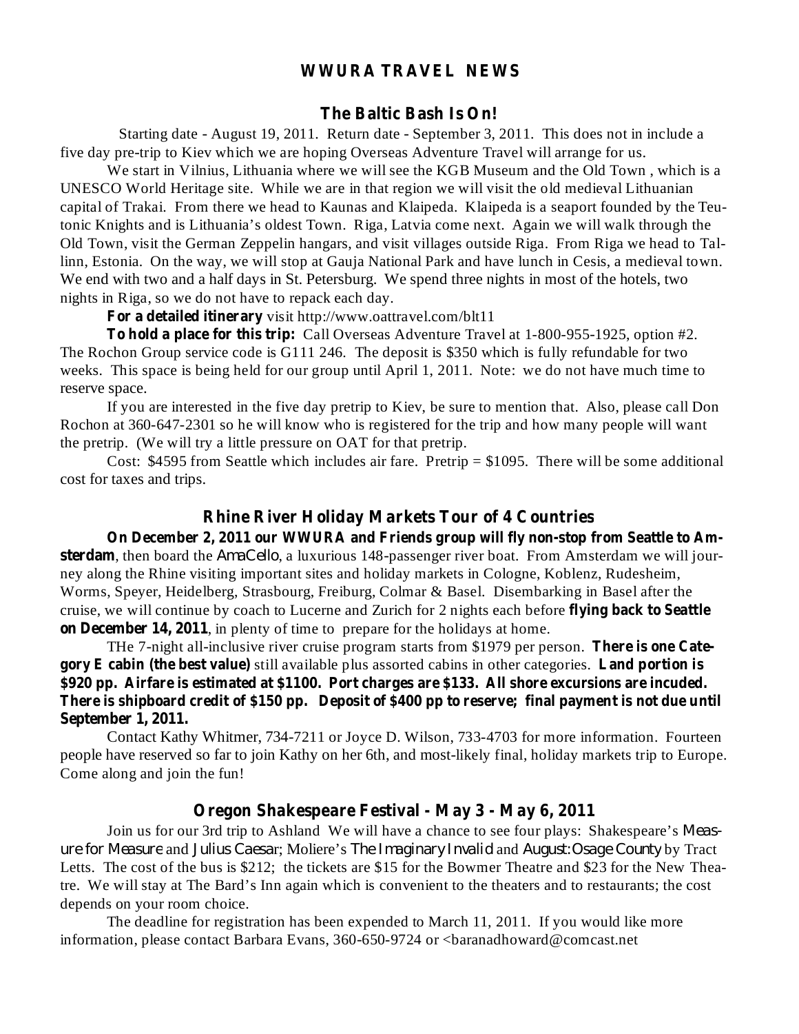# WWURA TRAVEL NEWS

## The Baltic Bash Is On!

Starting date - August 19, 2011. Return date - September 3, 2011. This does not in include a five day pre-trip to Kiev which we are hoping Overseas Adventure Travel will arrange for us.

We start in Vilnius, Lithuania where we will see the KGB Museum and the Old Town , which is a UNESCO World Heritage site. While we are in that region we will visit the old medieval Lithuanian capital of Trakai. From there we head to Kaunas and Klaipeda. Klaipeda is a seaport founded by the Teutonic Knights and is Lithuania's oldest Town. Riga, Latvia come next. Again we will walk through the Old Town, visit the German Zeppelin hangars, and visit villages outside Riga. From Riga we head to Tallinn, Estonia. On the way, we will stop at Gauja National Park and have lunch in Cesis, a medieval town. We end with two and a half days in St. Petersburg. We spend three nights in most of the hotels, two nights in Riga, so we do not have to repack each day.

**For a detailed itinerary** visit http://www.oattravel.com/blt11

**To hold a place for this trip:** Call Overseas Adventure Travel at 1-800-955-1925, option #2. The Rochon Group service code is G111 246. The deposit is $350 which is fully refundable for two weeks. This space is being held for our group until April 1, 2011. Note: we do not have much time to reserve space.

If you are interested in the five day pretrip to Kiev, be sure to mention that. Also, please call Don Rochon at 360-647-2301 so he will know who is registered for the trip and how many people will want the pretrip. (We will try a little pressure on OAT for that pretrip.

Cost: $4595 from Seattle which includes air fare. Pretrip = $1095. There will be some additional cost for taxes and trips.

## Rhine River Holiday Markets Tour of 4 Countries

**On December 2, 2011 our WWURA and Friends group will fly non-stop from Seattle to Amsterdam**, then board the *AmaCello*, a luxurious 148-passenger river boat. From Amsterdam we will journey along the Rhine visiting important sites and holiday markets in Cologne, Koblenz, Rudesheim, Worms, Speyer, Heidelberg, Strasbourg, Freiburg, Colmar & Basel. Disembarking in Basel after the cruise, we will continue by coach to Lucerne and Zurich for 2 nights each before **flying back to Seattle on December 14, 2011**, in plenty of time to prepare for the holidays at home.

THe 7-night all-inclusive river cruise program starts from $1979 per person. **There is one Category E cabin (the best value)** still available plus assorted cabins in other categories. **Land portion is $920 pp. Airfare is estimated at $1100. Port charges are $133. All shore excursions are incuded. There is shipboard credit of $150 pp. Deposit of $400 pp to reserve; final payment is not due until September 1, 2011.**

Contact Kathy Whitmer, 734-7211 or Joyce D. Wilson, 733-4703 for more information. Fourteen people have reserved so far to join Kathy on her 6th, and most-likely final, holiday markets trip to Europe. Come along and join the fun!

## Oregon Shakespeare Festival - May 3 - May 6, 2011

Join us for our 3rd trip to Ashland We will have a chance to see four plays: Shakespeare's *Measure for Measure* and *Julius Caesar*; Moliere's *The Imaginary Invalid* and *August:Osage County* by Tract Letts. The cost of the bus is $212; the tickets are $15 for the Bowmer Theatre and $23 for the New Theatre. We will stay at The Bard's Inn again which is convenient to the theaters and to restaurants; the cost depends on your room choice.

The deadline for registration has been expended to March 11, 2011. If you would like more information, please contact Barbara Evans, 360-650-9724 or <baranadhoward@comcast.net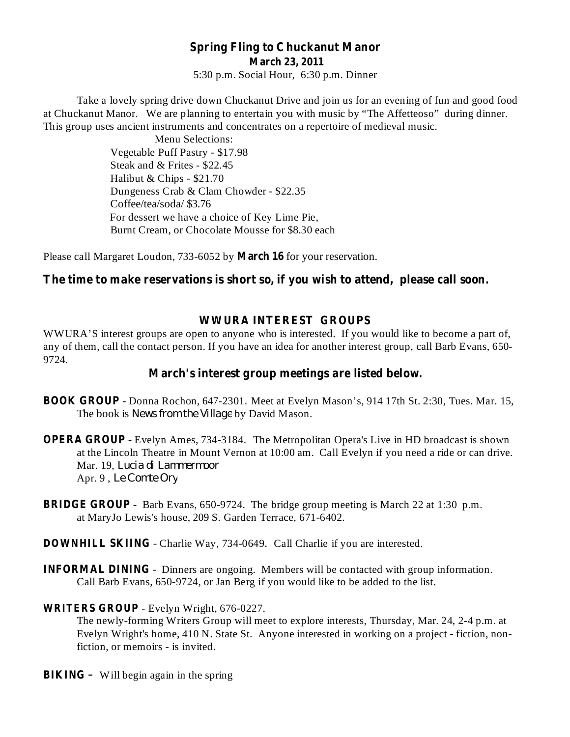## Spring Fling to Chuckanut Manor

**March 23, 2011**

5:30 p.m. Social Hour, 6:30 p.m. Dinner

Take a lovely spring drive down Chuckanut Drive and join us for an evening of fun and good food at Chuckanut Manor. We are planning to entertain you with music by "The Affetteoso" during dinner. This group uses ancient instruments and concentrates on a repertoire of medieval music.

Menu Selections:

Vegetable Puff Pastry - $17.98
Steak and & Frites - $22.45
Halibut & Chips - $21.70
Dungeness Crab & Clam Chowder - $22.35
Coffee/tea/soda/ $3.76
For dessert we have a choice of Key Lime Pie,
Burnt Cream, or Chocolate Mousse for $8.30 each

Please call Margaret Loudon, 733-6052 by **March 16** for your reservation.

**The time to make reservations is short so, if you wish to attend, please call soon.**

## WWURA INTEREST GROUPS

WWURA'S interest groups are open to anyone who is interested. If you would like to become a part of, any of them, call the contact person. If you have an idea for another interest group, call Barb Evans, 650-9724.

### March's interest group meetings are listed below.

**BOOK GROUP** - Donna Rochon, 647-2301. Meet at Evelyn Mason's, 914 17th St. 2:30, Tues. Mar. 15, The book is *News from the Village* by David Mason.

**OPERA GROUP** - Evelyn Ames, 734-3184. The Metropolitan Opera's Live in HD broadcast is shown at the Lincoln Theatre in Mount Vernon at 10:00 am. Call Evelyn if you need a ride or can drive.
Mar. 19, *Lucia di Lammermoor*
Apr. 9 , *Le Comte Ory*

**BRIDGE GROUP** - Barb Evans, 650-9724. The bridge group meeting is March 22 at 1:30 p.m. at MaryJo Lewis's house, 209 S. Garden Terrace, 671-6402.

**DOWNHILL SKIING** - Charlie Way, 734-0649. Call Charlie if you are interested.

**INFORMAL DINING** - Dinners are ongoing. Members will be contacted with group information. Call Barb Evans, 650-9724, or Jan Berg if you would like to be added to the list.

**WRITERS GROUP** - Evelyn Wright, 676-0227.
The newly-forming Writers Group will meet to explore interests, Thursday, Mar. 24, 2-4 p.m. at Evelyn Wright's home, 410 N. State St. Anyone interested in working on a project - fiction, non-fiction, or memoirs - is invited.

**BIKING –** Will begin again in the spring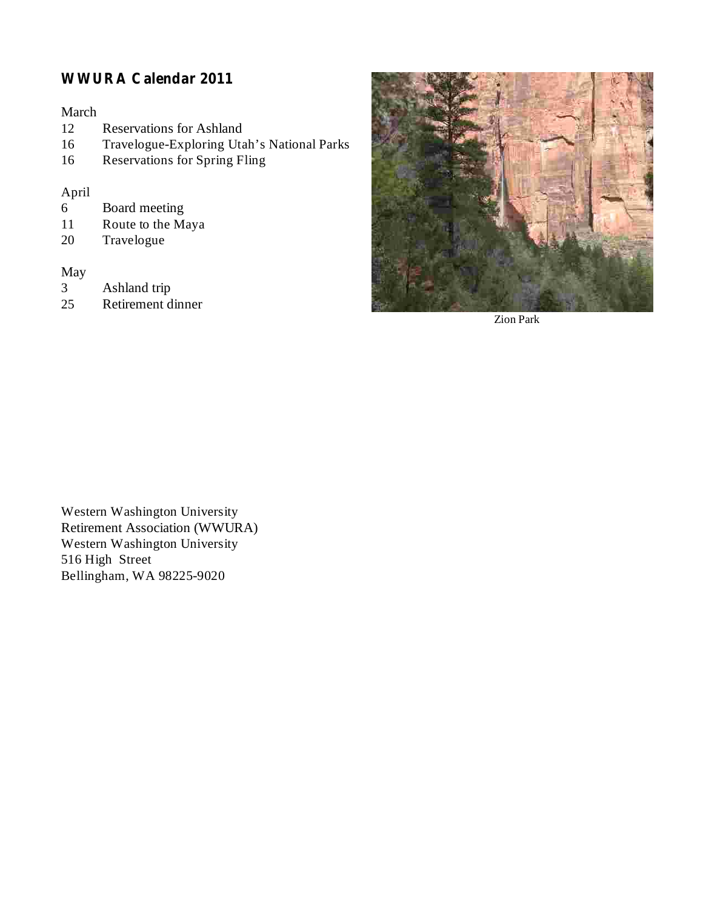## WWURA Calendar 2011

March

| | |
|---|---|
| 12 | Reservations for Ashland |
| 16 | Travelogue-Exploring Utah's National Parks |
| 16 | Reservations for Spring Fling |

April

| | |
|---|---|
| 6 | Board meeting |
| 11 | Route to the Maya |
| 20 | Travelogue |

May

| | |
|---|---|
| 3 | Ashland trip |
| 25 | Retirement dinner |

Zion Park

Western Washington University
Retirement Association (WWURA)
Western Washington University
516 High Street
Bellingham, WA 98225-9020